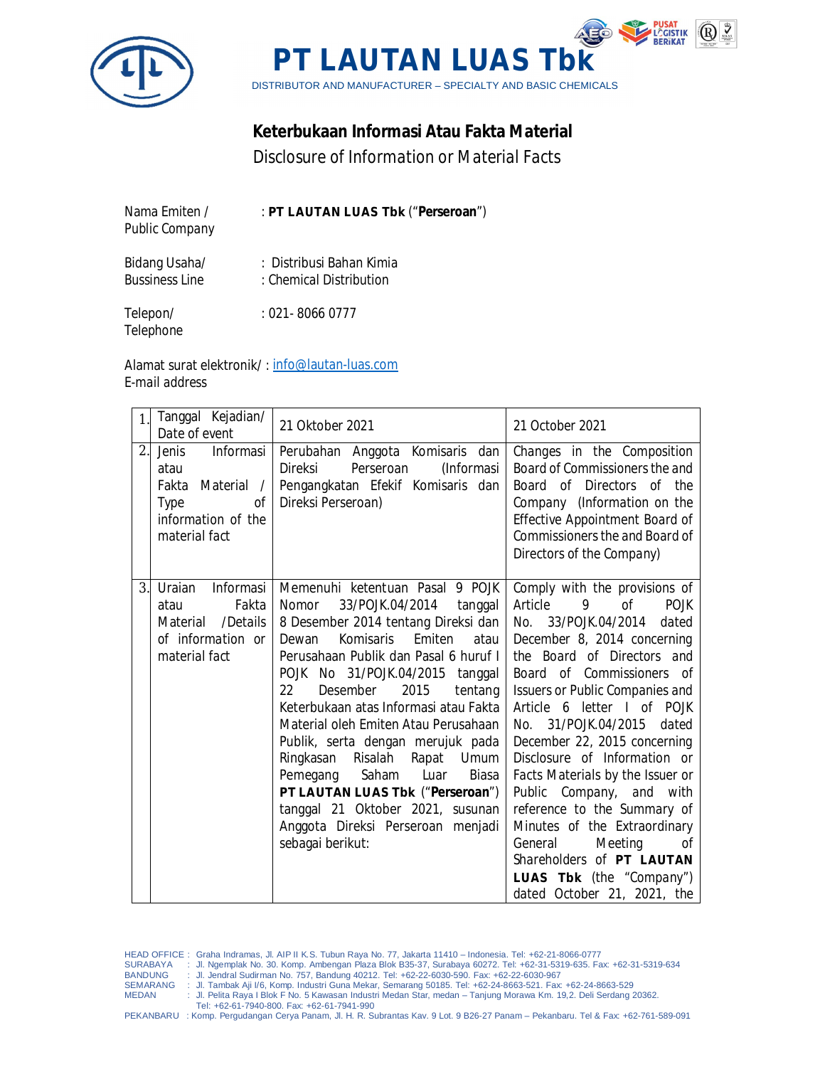# PT LAUTAN LUAS Tbk

DISTRIBUTOR AND MANUFACTURER – SPECIALTY AND BASIC CHEMICALS

## Keterbukaan Informasi Atau Fakta Material

Disclosure of Information or Material Facts

| | |
|---|---|
| Nama Emiten / Public Company | : **PT LAUTAN LUAS Tbk** ("**Perseroan**") |
| Bidang Usaha/ Bussiness Line | : Distribusi Bahan Kimia<br>: Chemical Distribution |
| Telepon/ Telephone | : 021- 8066 0777 |
| Alamat surat elektronik/ E-mail address | : info@lautan-luas.com |

| | | | |
|---|---|---|---|
| 1. | Tanggal Kejadian/ Date of event | 21 Oktober 2021 | 21 October 2021 |
| 2. | Jenis Informasi atau Fakta Material / Type of information of the material fact | Perubahan Anggota Komisaris dan Direksi Perseroan (Informasi Pengangkatan Efekif Komisaris dan Direksi Perseroan) | Changes in the Composition Board of Commissioners the and Board of Directors of the Company (Information on the Effective Appointment Board of Commissioners the and Board of Directors of the Company) |
| 3. | Uraian Informasi atau Fakta Material /Details of information or material fact | Memenuhi ketentuan Pasal 9 POJK Nomor 33/POJK.04/2014 tanggal 8 Desember 2014 tentang Direksi dan Dewan Komisaris Emiten atau Perusahaan Publik dan Pasal 6 huruf I POJK No 31/POJK.04/2015 tanggal 22 Desember 2015 tentang Keterbukaan atas Informasi atau Fakta Material oleh Emiten Atau Perusahaan Publik, serta dengan merujuk pada Ringkasan Risalah Rapat Umum Pemegang Saham Luar Biasa **PT LAUTAN LUAS Tbk** ("**Perseroan**") tanggal 21 Oktober 2021, susunan Anggota Direksi Perseroan menjadi sebagai berikut: | Comply with the provisions of Article 9 of POJK No. 33/POJK.04/2014 dated December 8, 2014 concerning the Board of Directors and Board of Commissioners of Issuers or Public Companies and Article 6 letter I of POJK No. 31/POJK.04/2015 dated December 22, 2015 concerning Disclosure of Information or Facts Materials by the Issuer or Public Company, and with reference to the Summary of Minutes of the Extraordinary General Meeting of Shareholders of **PT LAUTAN LUAS Tbk** (the "Company") dated October 21, 2021, the |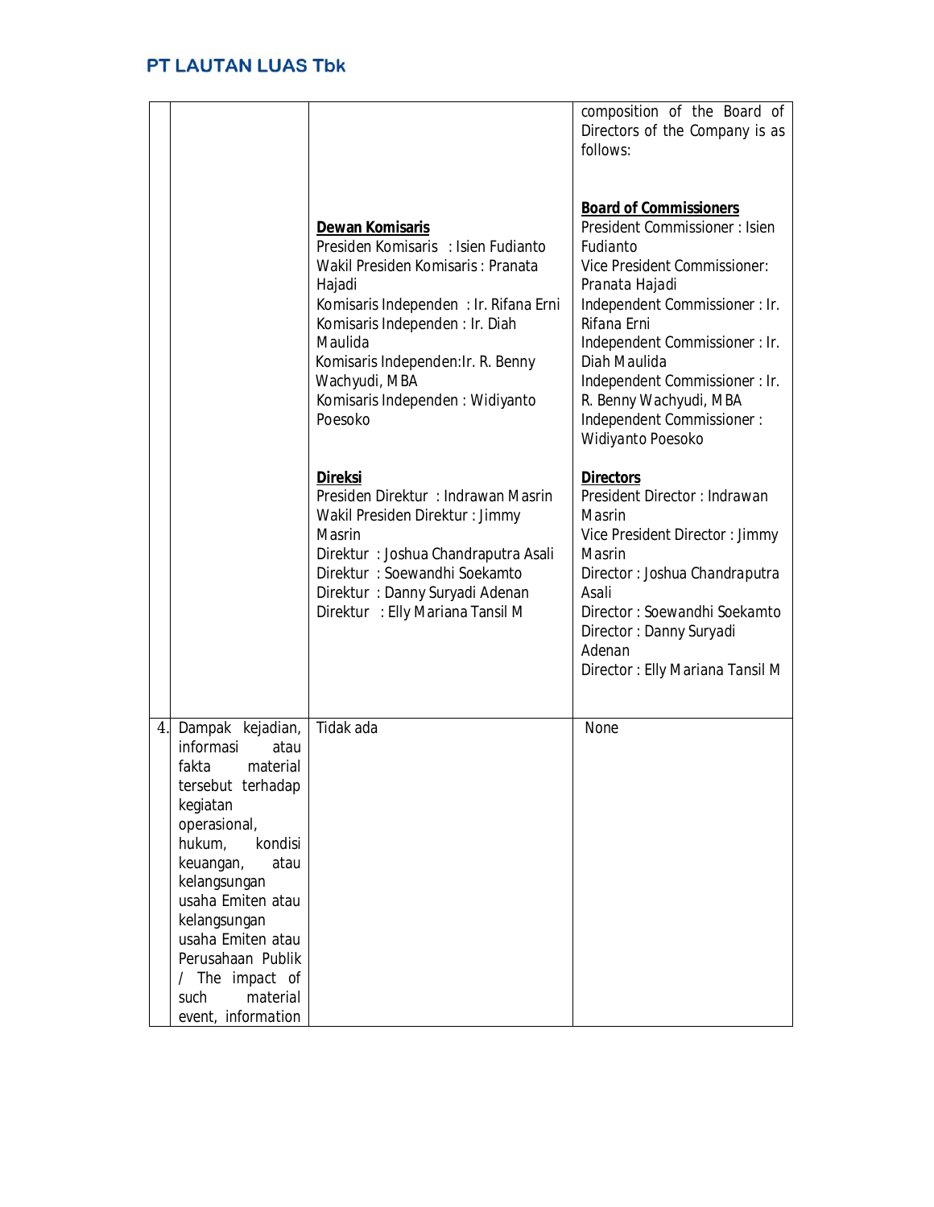| | | | |
|---|---|---|---|
| | | **Dewan Komisaris**<br>Presiden Komisaris : Isien Fudianto<br>Wakil Presiden Komisaris : Pranata Hajadi<br>Komisaris Independen : Ir. Rifana Erni<br>Komisaris Independen : Ir. Diah Maulida<br>Komisaris Independen:Ir. R. Benny Wachyudi, MBA<br>Komisaris Independen : Widiyanto Poesoko<br><br>**Direksi**<br>Presiden Direktur : Indrawan Masrin<br>Wakil Presiden Direktur : Jimmy Masrin<br>Direktur : Joshua Chandraputra Asali<br>Direktur : Soewandhi Soekamto<br>Direktur : Danny Suryadi Adenan<br>Direktur : Elly Mariana Tansil M | composition of the Board of Directors of the Company is as follows:<br><br>**Board of Commissioners**<br>President Commissioner : Isien Fudianto<br>Vice President Commissioner: Pranata Hajadi<br>Independent Commissioner : Ir. Rifana Erni<br>Independent Commissioner : Ir. Diah Maulida<br>Independent Commissioner : Ir. R. Benny Wachyudi, MBA<br>Independent Commissioner : Widiyanto Poesoko<br><br>**Directors**<br>President Director : Indrawan Masrin<br>Vice President Director : Jimmy Masrin<br>Director : Joshua Chandraputra Asali<br>Director : Soewandhi Soekamto<br>Director : Danny Suryadi Adenan<br>Director : Elly Mariana Tansil M |
| 4. | Dampak kejadian, informasi atau fakta material tersebut terhadap kegiatan operasional, hukum, kondisi keuangan, atau kelangsungan usaha Emiten atau kelangsungan usaha Emiten atau Perusahaan Publik / The impact of such material event, information | Tidak ada | None |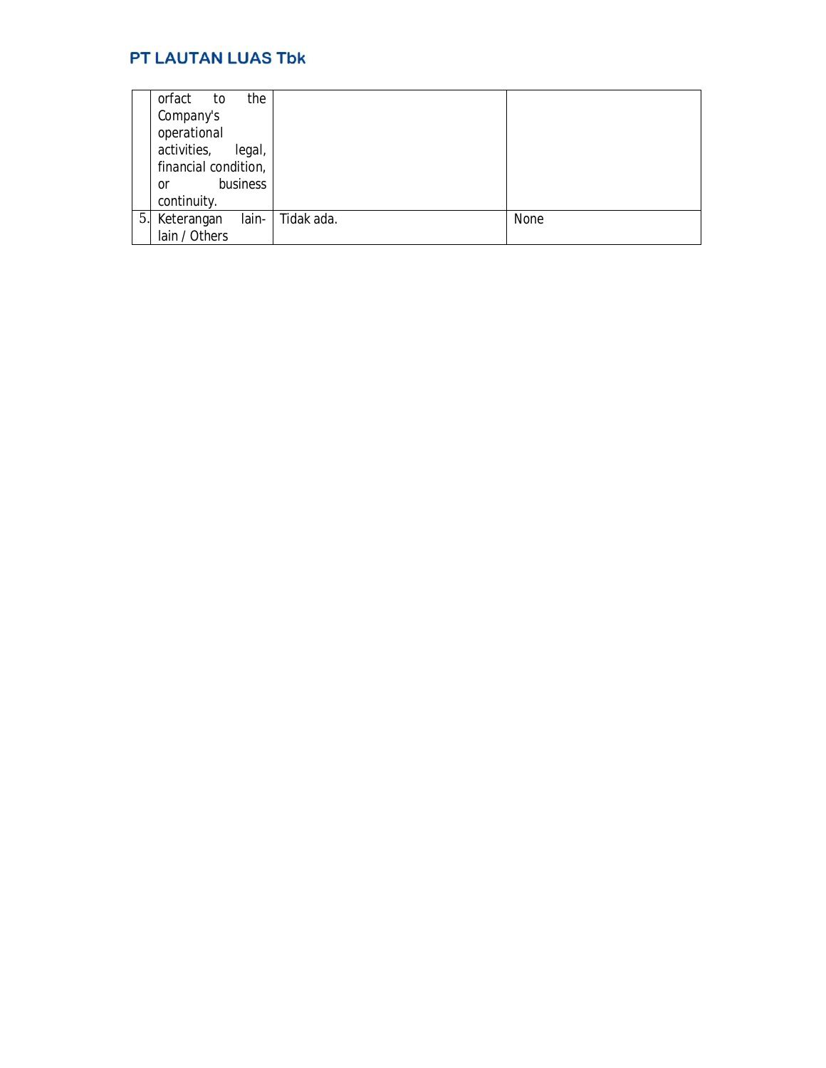| | | | |
|---|---|---|---|
| | orfact to the Company's operational activities, legal, financial condition, or business continuity. | | |
| 5. | Keterangan lain-lain / Others | Tidak ada. | None |